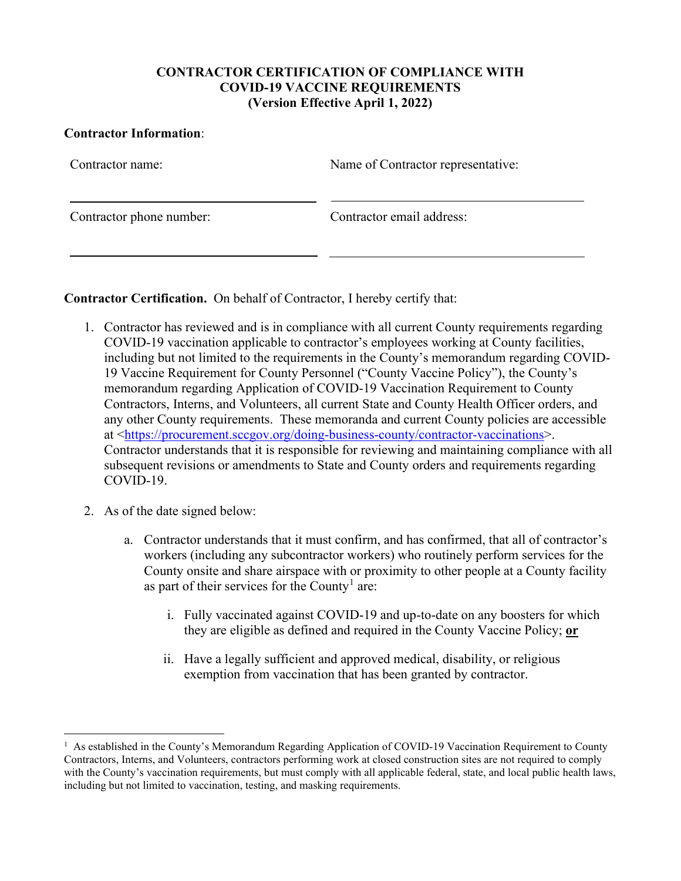# CONTRACTOR CERTIFICATION OF COMPLIANCE WITH COVID-19 VACCINE REQUIREMENTS (Version Effective April 1, 2022)

**Contractor Information**:

| Contractor name: | Name of Contractor representative: |
|---|---|
| \_\_\_\_\_\_\_\_\_\_\_\_\_\_\_\_\_\_\_\_\_\_\_\_\_\_\_\_\_\_ | \_\_\_\_\_\_\_\_\_\_\_\_\_\_\_\_\_\_\_\_\_\_\_\_\_\_\_\_\_\_ |
| Contractor phone number: | Contractor email address: |
| \_\_\_\_\_\_\_\_\_\_\_\_\_\_\_\_\_\_\_\_\_\_\_\_\_\_\_\_\_\_ | \_\_\_\_\_\_\_\_\_\_\_\_\_\_\_\_\_\_\_\_\_\_\_\_\_\_\_\_\_\_ |

**Contractor Certification.** On behalf of Contractor, I hereby certify that:

1. Contractor has reviewed and is in compliance with all current County requirements regarding COVID-19 vaccination applicable to contractor's employees working at County facilities, including but not limited to the requirements in the County's memorandum regarding COVID-19 Vaccine Requirement for County Personnel ("County Vaccine Policy"), the County's memorandum regarding Application of COVID-19 Vaccination Requirement to County Contractors, Interns, and Volunteers, all current State and County Health Officer orders, and any other County requirements. These memoranda and current County policies are accessible at <https://procurement.sccgov.org/doing-business-county/contractor-vaccinations>. Contractor understands that it is responsible for reviewing and maintaining compliance with all subsequent revisions or amendments to State and County orders and requirements regarding COVID-19.

2. As of the date signed below:

   a. Contractor understands that it must confirm, and has confirmed, that all of contractor's workers (including any subcontractor workers) who routinely perform services for the County onsite and share airspace with or proximity to other people at a County facility as part of their services for the County[1] are:

      i. Fully vaccinated against COVID-19 and up-to-date on any boosters for which they are eligible as defined and required in the County Vaccine Policy; **or**

      ii. Have a legally sufficient and approved medical, disability, or religious exemption from vaccination that has been granted by contractor.

---

[1] As established in the County's Memorandum Regarding Application of COVID-19 Vaccination Requirement to County Contractors, Interns, and Volunteers, contractors performing work at closed construction sites are not required to comply with the County's vaccination requirements, but must comply with all applicable federal, state, and local public health laws, including but not limited to vaccination, testing, and masking requirements.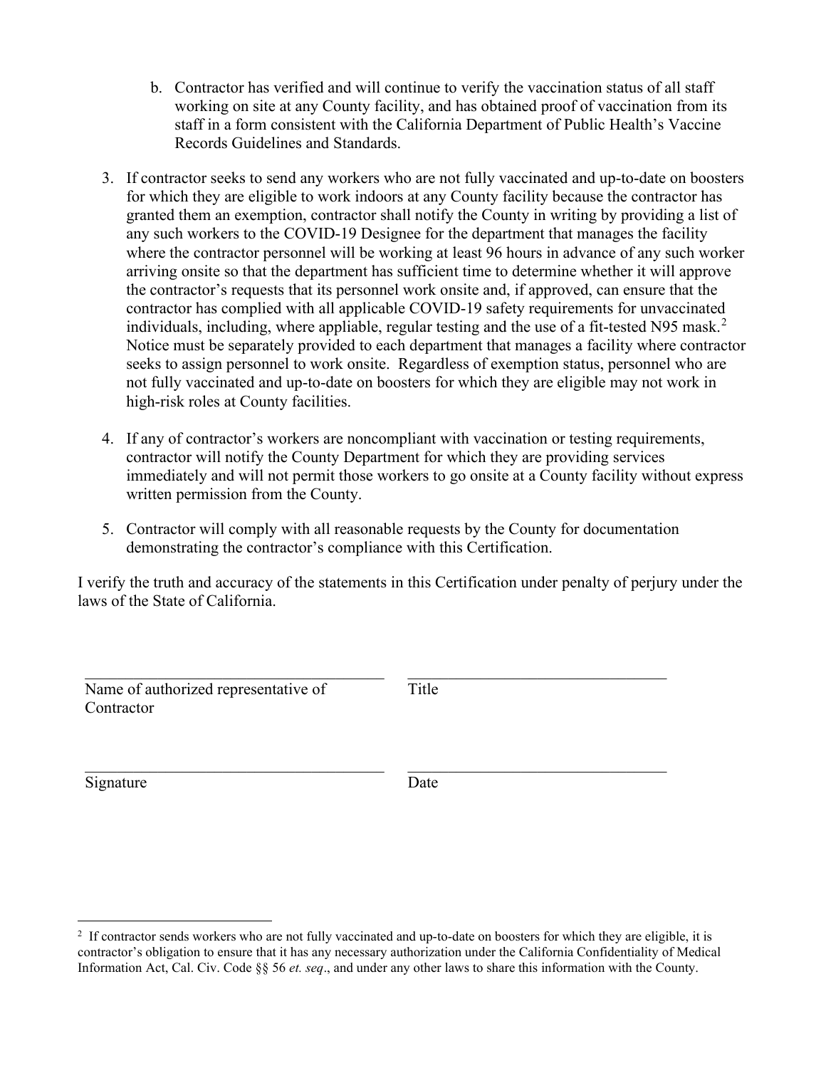b. Contractor has verified and will continue to verify the vaccination status of all staff working on site at any County facility, and has obtained proof of vaccination from its staff in a form consistent with the California Department of Public Health's Vaccine Records Guidelines and Standards.

3. If contractor seeks to send any workers who are not fully vaccinated and up-to-date on boosters for which they are eligible to work indoors at any County facility because the contractor has granted them an exemption, contractor shall notify the County in writing by providing a list of any such workers to the COVID-19 Designee for the department that manages the facility where the contractor personnel will be working at least 96 hours in advance of any such worker arriving onsite so that the department has sufficient time to determine whether it will approve the contractor's requests that its personnel work onsite and, if approved, can ensure that the contractor has complied with all applicable COVID-19 safety requirements for unvaccinated individuals, including, where appliable, regular testing and the use of a fit-tested N95 mask.[2] Notice must be separately provided to each department that manages a facility where contractor seeks to assign personnel to work onsite. Regardless of exemption status, personnel who are not fully vaccinated and up-to-date on boosters for which they are eligible may not work in high-risk roles at County facilities.

4. If any of contractor's workers are noncompliant with vaccination or testing requirements, contractor will notify the County Department for which they are providing services immediately and will not permit those workers to go onsite at a County facility without express written permission from the County.

5. Contractor will comply with all reasonable requests by the County for documentation demonstrating the contractor's compliance with this Certification.

I verify the truth and accuracy of the statements in this Certification under penalty of perjury under the laws of the State of California.

| | |
|---|---|
| ______________________________ | ______________________________ |
| Name of authorized representative of Contractor | Title |
| ______________________________ | ______________________________ |
| Signature | Date |

[2] If contractor sends workers who are not fully vaccinated and up-to-date on boosters for which they are eligible, it is contractor's obligation to ensure that it has any necessary authorization under the California Confidentiality of Medical Information Act, Cal. Civ. Code §§ 56 *et. seq*., and under any other laws to share this information with the County.